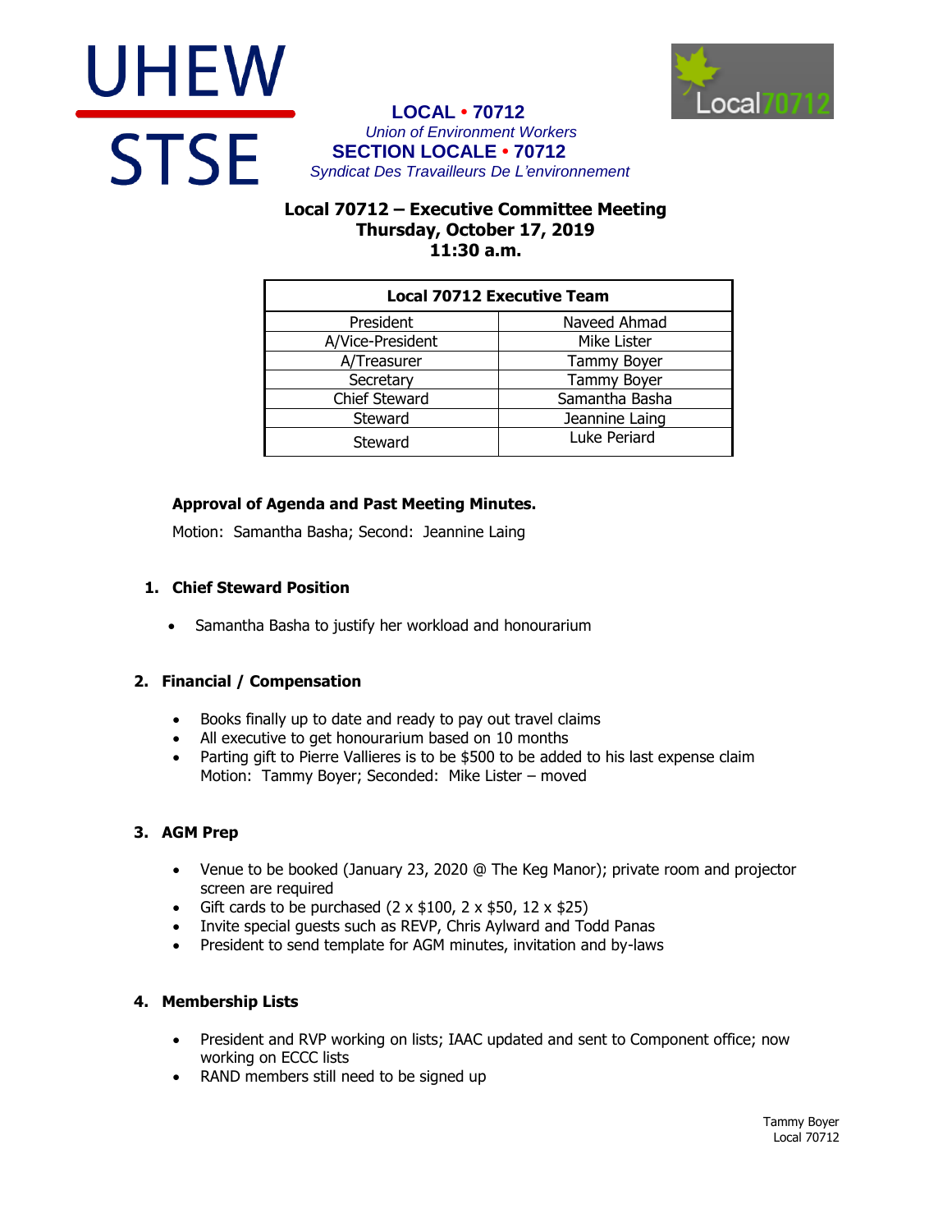UHEW

STSE

**LOCAL • 70712**
*Union of Environment Workers*
**SECTION LOCALE • 70712**
*Syndicat Des Travailleurs De L'environnement*

Local70712

## Local 70712 – Executive Committee Meeting
### Thursday, October 17, 2019
### 11:30 a.m.

| Local 70712 Executive Team | |
|---|---|
| President | Naveed Ahmad |
| A/Vice-President | Mike Lister |
| A/Treasurer | Tammy Boyer |
| Secretary | Tammy Boyer |
| Chief Steward | Samantha Basha |
| Steward | Jeannine Laing |
| Steward | Luke Periard |

**Approval of Agenda and Past Meeting Minutes.**

Motion: Samantha Basha; Second: Jeannine Laing

**1. Chief Steward Position**

- Samantha Basha to justify her workload and honourarium

**2. Financial / Compensation**

- Books finally up to date and ready to pay out travel claims
- All executive to get honourarium based on 10 months
- Parting gift to Pierre Vallieres is to be $500 to be added to his last expense claim
  Motion: Tammy Boyer; Seconded: Mike Lister – moved

**3. AGM Prep**

- Venue to be booked (January 23, 2020 @ The Keg Manor); private room and projector screen are required
- Gift cards to be purchased (2 x $100, 2 x $50, 12 x $25)
- Invite special guests such as REVP, Chris Aylward and Todd Panas
- President to send template for AGM minutes, invitation and by-laws

**4. Membership Lists**

- President and RVP working on lists; IAAC updated and sent to Component office; now working on ECCC lists
- RAND members still need to be signed up

Tammy Boyer
Local 70712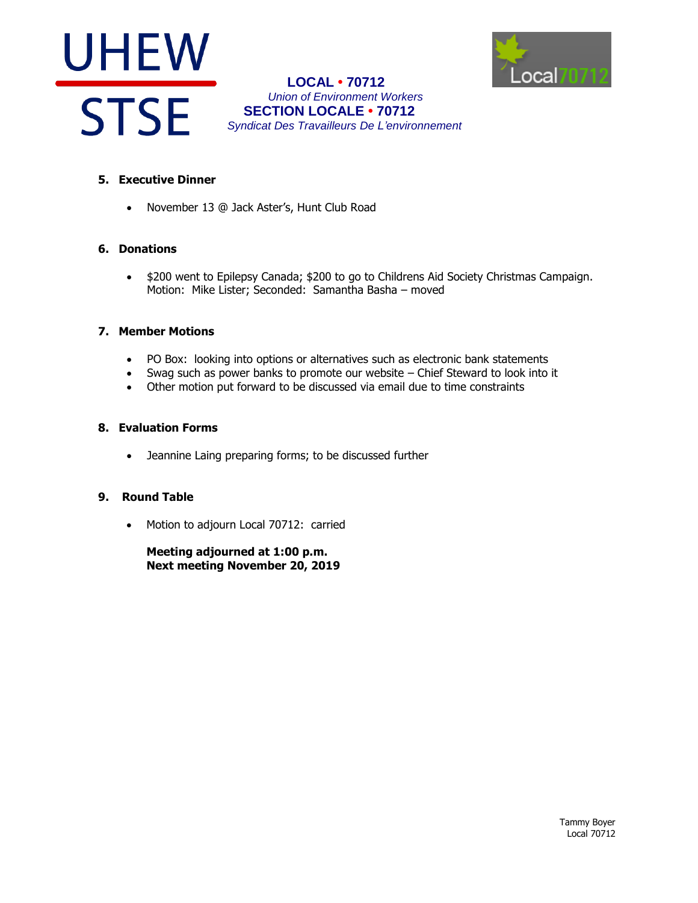**LOCAL • 70712**
*Union of Environment Workers*
**SECTION LOCALE • 70712**
*Syndicat Des Travailleurs De L'environnement*

### 5. Executive Dinner

- November 13 @ Jack Aster's, Hunt Club Road

### 6. Donations

- $200 went to Epilepsy Canada; $200 to go to Childrens Aid Society Christmas Campaign. Motion: Mike Lister; Seconded: Samantha Basha – moved

### 7. Member Motions

- PO Box: looking into options or alternatives such as electronic bank statements
- Swag such as power banks to promote our website – Chief Steward to look into it
- Other motion put forward to be discussed via email due to time constraints

### 8. Evaluation Forms

- Jeannine Laing preparing forms; to be discussed further

### 9. Round Table

- Motion to adjourn Local 70712: carried

**Meeting adjourned at 1:00 p.m.**
**Next meeting November 20, 2019**

Tammy Boyer
Local 70712